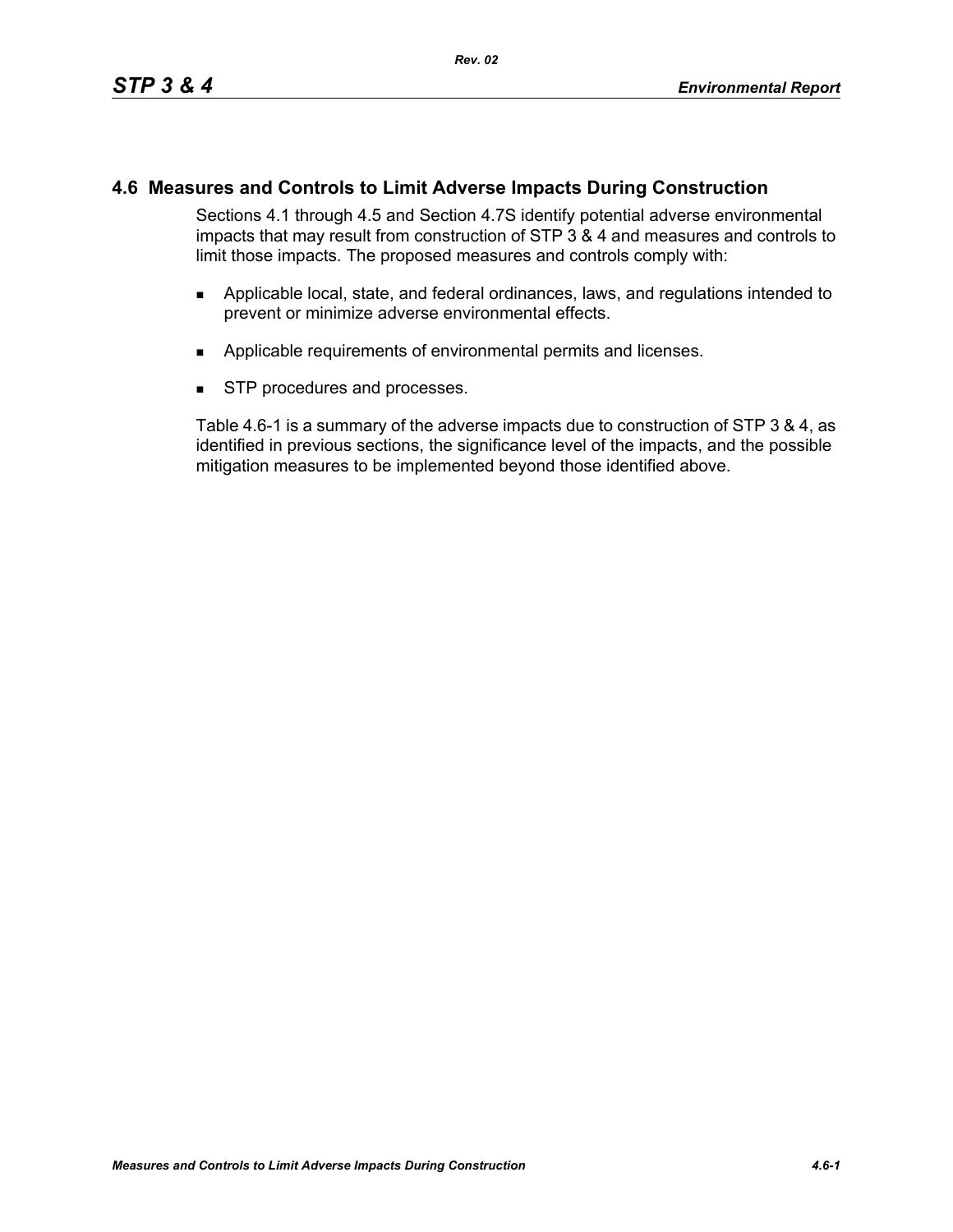## 4.6 Measures and Controls to Limit Adverse Impacts During Construction

Sections 4.1 through 4.5 and Section 4.7S identify potential adverse environmental impacts that may result from construction of STP 3 & 4 and measures and controls to limit those impacts. The proposed measures and controls comply with:

- Applicable local, state, and federal ordinances, laws, and regulations intended to prevent or minimize adverse environmental effects.
- Applicable requirements of environmental permits and licenses.
- STP procedures and processes.

Table 4.6-1 is a summary of the adverse impacts due to construction of STP 3 & 4, as identified in previous sections, the significance level of the impacts, and the possible mitigation measures to be implemented beyond those identified above.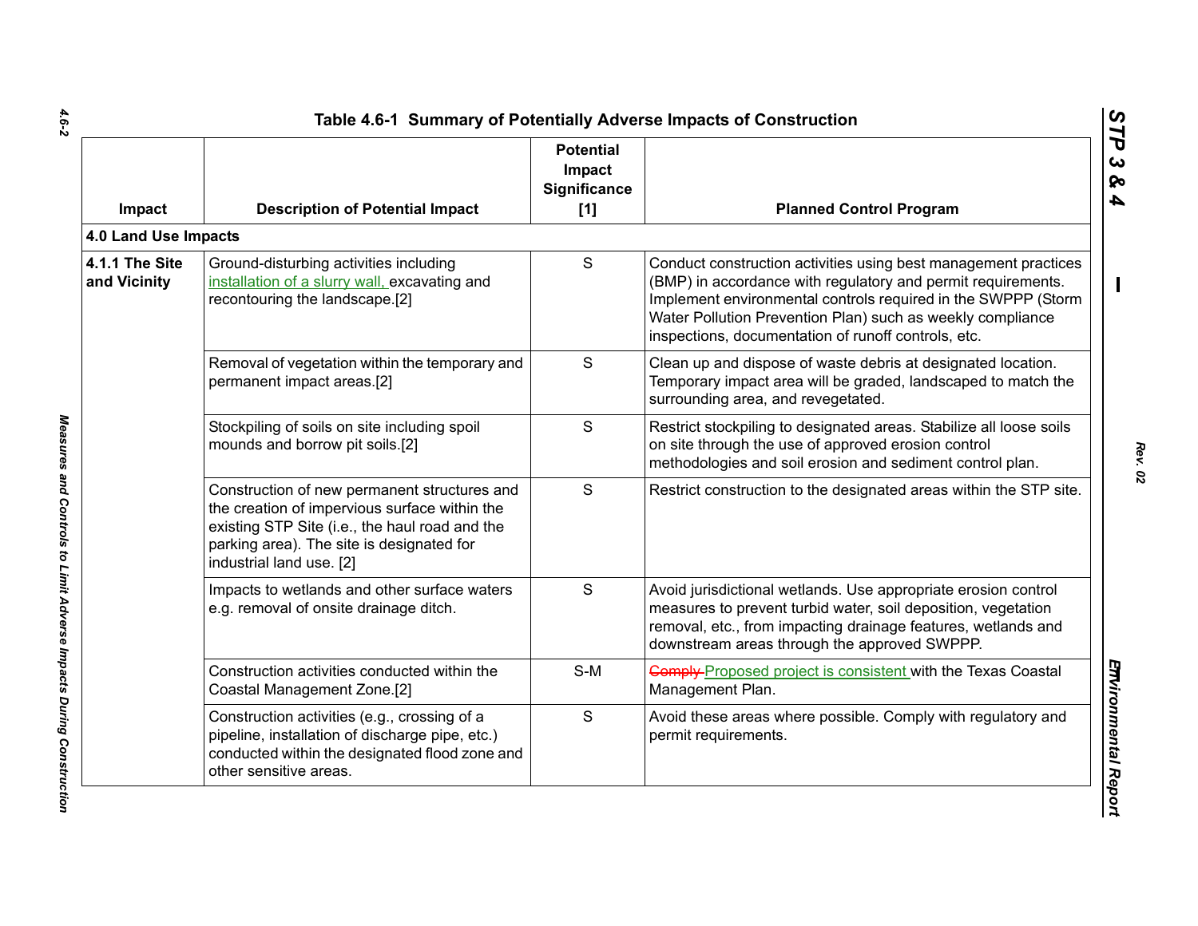Table 4.6-1 Summary of Potentially Adverse Impacts of Construction

| Impact | Description of Potential Impact | Potential Impact Significance [1] | Planned Control Program |
|---|---|---|---|
| **4.0 Land Use Impacts** | | | |
| **4.1.1 The Site and Vicinity** | Ground-disturbing activities including installation of a slurry wall, excavating and recontouring the landscape.[2] | S | Conduct construction activities using best management practices (BMP) in accordance with regulatory and permit requirements. Implement environmental controls required in the SWPPP (Storm Water Pollution Prevention Plan) such as weekly compliance inspections, documentation of runoff controls, etc. |
| | Removal of vegetation within the temporary and permanent impact areas.[2] | S | Clean up and dispose of waste debris at designated location. Temporary impact area will be graded, landscaped to match the surrounding area, and revegetated. |
| | Stockpiling of soils on site including spoil mounds and borrow pit soils.[2] | S | Restrict stockpiling to designated areas. Stabilize all loose soils on site through the use of approved erosion control methodologies and soil erosion and sediment control plan. |
| | Construction of new permanent structures and the creation of impervious surface within the existing STP Site (i.e., the haul road and the parking area). The site is designated for industrial land use. [2] | S | Restrict construction to the designated areas within the STP site. |
| | Impacts to wetlands and other surface waters e.g. removal of onsite drainage ditch. | S | Avoid jurisdictional wetlands. Use appropriate erosion control measures to prevent turbid water, soil deposition, vegetation removal, etc., from impacting drainage features, wetlands and downstream areas through the approved SWPPP. |
| | Construction activities conducted within the Coastal Management Zone.[2] | S-M | ~~Comply~~ Proposed project is consistent with the Texas Coastal Management Plan. |
| | Construction activities (e.g., crossing of a pipeline, installation of discharge pipe, etc.) conducted within the designated flood zone and other sensitive areas. | S | Avoid these areas where possible. Comply with regulatory and permit requirements. |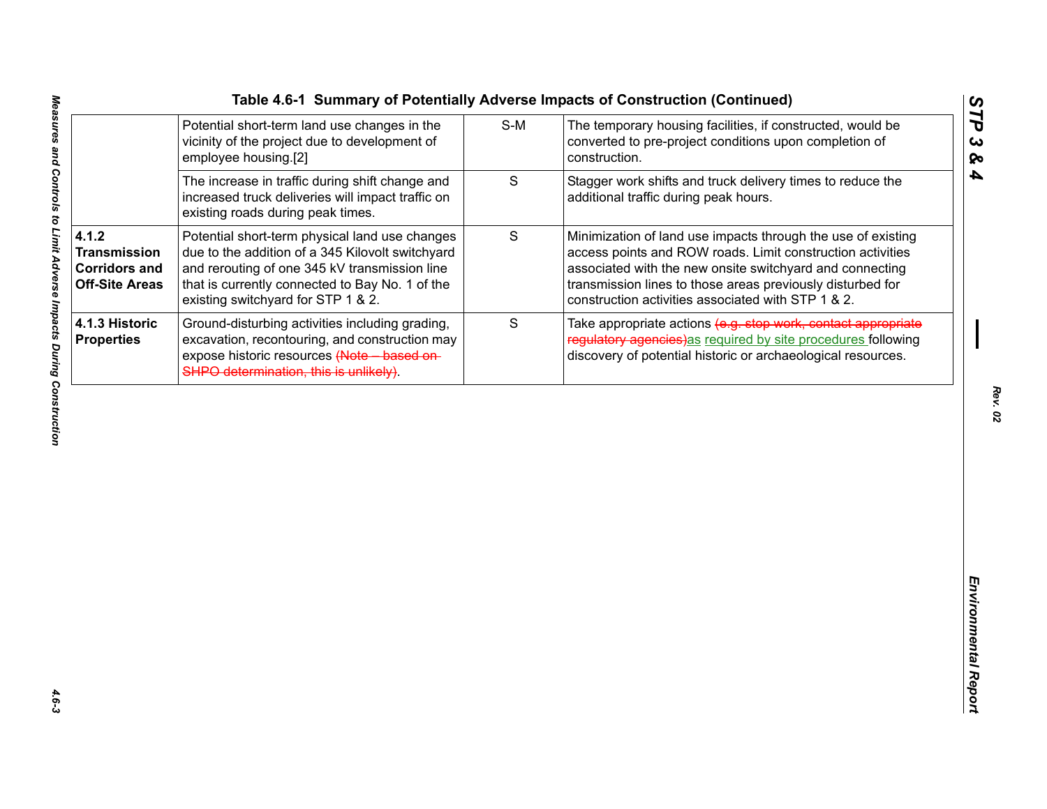**Table 4.6-1 Summary of Potentially Adverse Impacts of Construction (Continued)**

| | | | |
|---|---|---|---|
| | Potential short-term land use changes in the vicinity of the project due to development of employee housing.[2] | S-M | The temporary housing facilities, if constructed, would be converted to pre-project conditions upon completion of construction. |
| | The increase in traffic during shift change and increased truck deliveries will impact traffic on existing roads during peak times. | S | Stagger work shifts and truck delivery times to reduce the additional traffic during peak hours. |
| **4.1.2 Transmission Corridors and Off-Site Areas** | Potential short-term physical land use changes due to the addition of a 345 Kilovolt switchyard and rerouting of one 345 kV transmission line that is currently connected to Bay No. 1 of the existing switchyard for STP 1 & 2. | S | Minimization of land use impacts through the use of existing access points and ROW roads. Limit construction activities associated with the new onsite switchyard and connecting transmission lines to those areas previously disturbed for construction activities associated with STP 1 & 2. |
| **4.1.3 Historic Properties** | Ground-disturbing activities including grading, excavation, recontouring, and construction may expose historic resources ~~(Note – based on SHPO determination, this is unlikely)~~. | S | Take appropriate actions ~~(e.g. stop work, contact appropriate regulatory agencies)~~as required by site procedures following discovery of potential historic or archaeological resources. |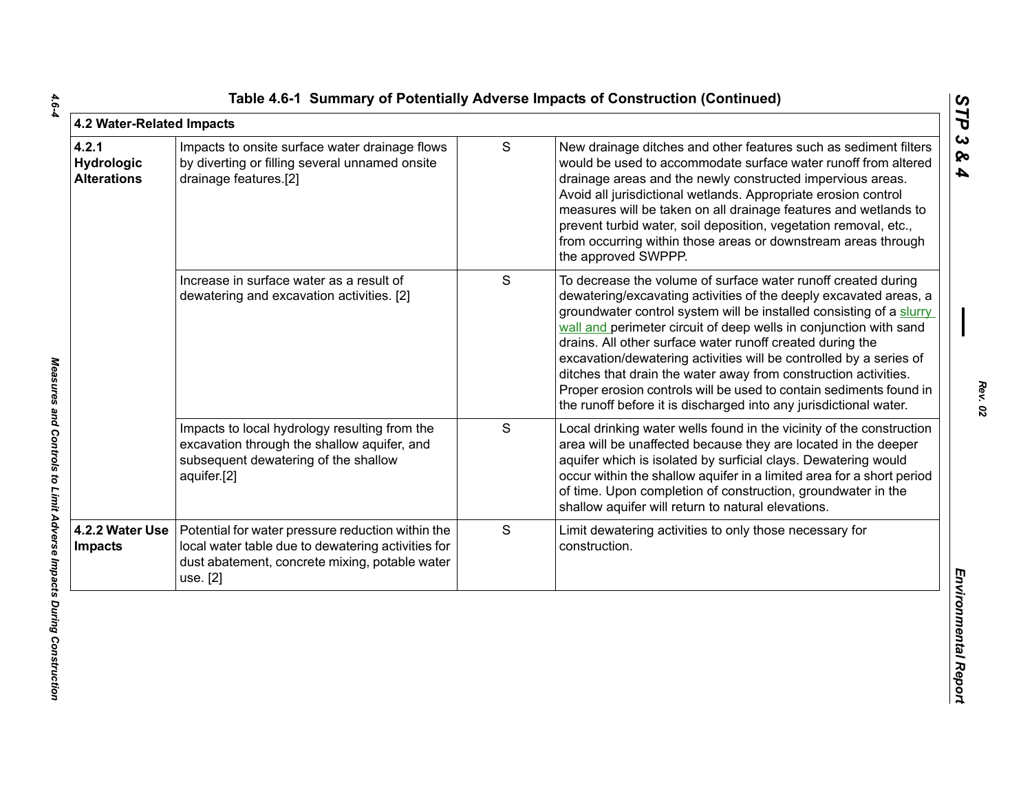**Table 4.6-1 Summary of Potentially Adverse Impacts of Construction (Continued)**

| 4.2 Water-Related Impacts | | | |
|---|---|---|---|
| **4.2.1 Hydrologic Alterations** | Impacts to onsite surface water drainage flows by diverting or filling several unnamed onsite drainage features.[2] | S | New drainage ditches and other features such as sediment filters would be used to accommodate surface water runoff from altered drainage areas and the newly constructed impervious areas. Avoid all jurisdictional wetlands. Appropriate erosion control measures will be taken on all drainage features and wetlands to prevent turbid water, soil deposition, vegetation removal, etc., from occurring within those areas or downstream areas through the approved SWPPP. |
| | Increase in surface water as a result of dewatering and excavation activities. [2] | S | To decrease the volume of surface water runoff created during dewatering/excavating activities of the deeply excavated areas, a groundwater control system will be installed consisting of a slurry wall and perimeter circuit of deep wells in conjunction with sand drains. All other surface water runoff created during the excavation/dewatering activities will be controlled by a series of ditches that drain the water away from construction activities. Proper erosion controls will be used to contain sediments found in the runoff before it is discharged into any jurisdictional water. |
| | Impacts to local hydrology resulting from the excavation through the shallow aquifer, and subsequent dewatering of the shallow aquifer.[2] | S | Local drinking water wells found in the vicinity of the construction area will be unaffected because they are located in the deeper aquifer which is isolated by surficial clays. Dewatering would occur within the shallow aquifer in a limited area for a short period of time. Upon completion of construction, groundwater in the shallow aquifer will return to natural elevations. |
| **4.2.2 Water Use Impacts** | Potential for water pressure reduction within the local water table due to dewatering activities for dust abatement, concrete mixing, potable water use. [2] | S | Limit dewatering activities to only those necessary for construction. |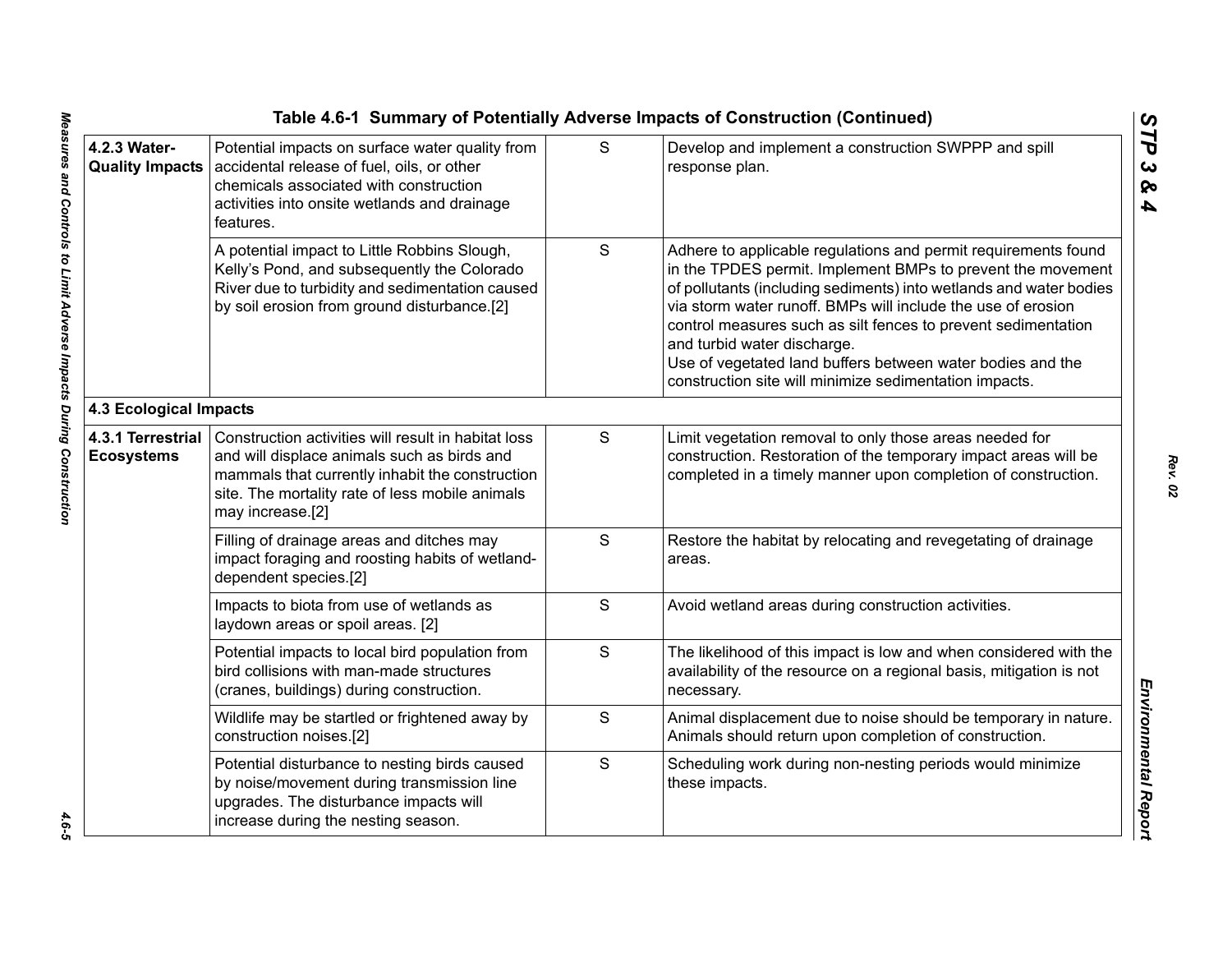Table 4.6-1 Summary of Potentially Adverse Impacts of Construction (Continued)

| | | | |
|---|---|---|---|
| **4.2.3 Water-Quality Impacts** | Potential impacts on surface water quality from accidental release of fuel, oils, or other chemicals associated with construction activities into onsite wetlands and drainage features. | S | Develop and implement a construction SWPPP and spill response plan. |
| | A potential impact to Little Robbins Slough, Kelly's Pond, and subsequently the Colorado River due to turbidity and sedimentation caused by soil erosion from ground disturbance.[2] | S | Adhere to applicable regulations and permit requirements found in the TPDES permit. Implement BMPs to prevent the movement of pollutants (including sediments) into wetlands and water bodies via storm water runoff. BMPs will include the use of erosion control measures such as silt fences to prevent sedimentation and turbid water discharge.<br>Use of vegetated land buffers between water bodies and the construction site will minimize sedimentation impacts. |
| **4.3 Ecological Impacts** | | | |
| **4.3.1 Terrestrial Ecosystems** | Construction activities will result in habitat loss and will displace animals such as birds and mammals that currently inhabit the construction site. The mortality rate of less mobile animals may increase.[2] | S | Limit vegetation removal to only those areas needed for construction. Restoration of the temporary impact areas will be completed in a timely manner upon completion of construction. |
| | Filling of drainage areas and ditches may impact foraging and roosting habits of wetland-dependent species.[2] | S | Restore the habitat by relocating and revegetating of drainage areas. |
| | Impacts to biota from use of wetlands as laydown areas or spoil areas. [2] | S | Avoid wetland areas during construction activities. |
| | Potential impacts to local bird population from bird collisions with man-made structures (cranes, buildings) during construction. | S | The likelihood of this impact is low and when considered with the availability of the resource on a regional basis, mitigation is not necessary. |
| | Wildlife may be startled or frightened away by construction noises.[2] | S | Animal displacement due to noise should be temporary in nature. Animals should return upon completion of construction. |
| | Potential disturbance to nesting birds caused by noise/movement during transmission line upgrades. The disturbance impacts will increase during the nesting season. | S | Scheduling work during non-nesting periods would minimize these impacts. |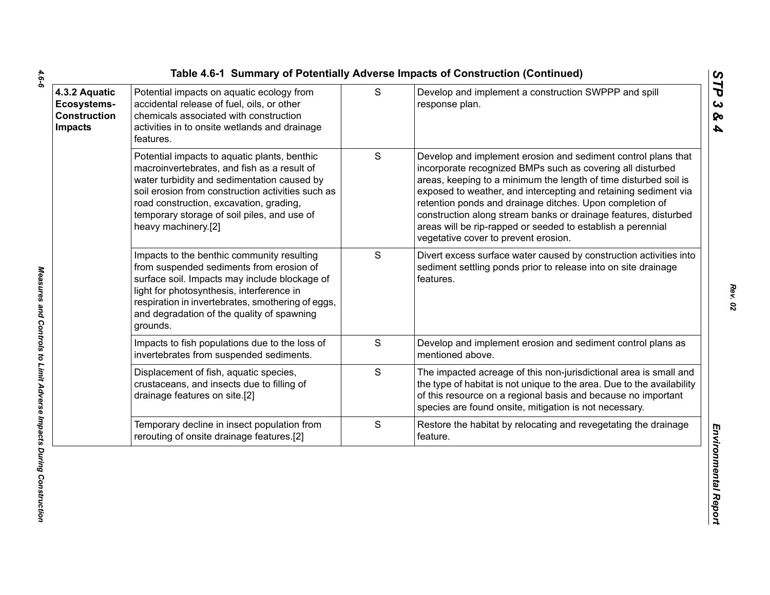## Table 4.6-1 Summary of Potentially Adverse Impacts of Construction (Continued)

| | | | |
|---|---|---|---|
| **4.3.2 Aquatic Ecosystems-Construction Impacts** | Potential impacts on aquatic ecology from accidental release of fuel, oils, or other chemicals associated with construction activities in to onsite wetlands and drainage features. | S | Develop and implement a construction SWPPP and spill response plan. |
| | Potential impacts to aquatic plants, benthic macroinvertebrates, and fish as a result of water turbidity and sedimentation caused by soil erosion from construction activities such as road construction, excavation, grading, temporary storage of soil piles, and use of heavy machinery.[2] | S | Develop and implement erosion and sediment control plans that incorporate recognized BMPs such as covering all disturbed areas, keeping to a minimum the length of time disturbed soil is exposed to weather, and intercepting and retaining sediment via retention ponds and drainage ditches. Upon completion of construction along stream banks or drainage features, disturbed areas will be rip-rapped or seeded to establish a perennial vegetative cover to prevent erosion. |
| | Impacts to the benthic community resulting from suspended sediments from erosion of surface soil. Impacts may include blockage of light for photosynthesis, interference in respiration in invertebrates, smothering of eggs, and degradation of the quality of spawning grounds. | S | Divert excess surface water caused by construction activities into sediment settling ponds prior to release into on site drainage features. |
| | Impacts to fish populations due to the loss of invertebrates from suspended sediments. | S | Develop and implement erosion and sediment control plans as mentioned above. |
| | Displacement of fish, aquatic species, crustaceans, and insects due to filling of drainage features on site.[2] | S | The impacted acreage of this non-jurisdictional area is small and the type of habitat is not unique to the area. Due to the availability of this resource on a regional basis and because no important species are found onsite, mitigation is not necessary. |
| | Temporary decline in insect population from rerouting of onsite drainage features.[2] | S | Restore the habitat by relocating and revegetating the drainage feature. |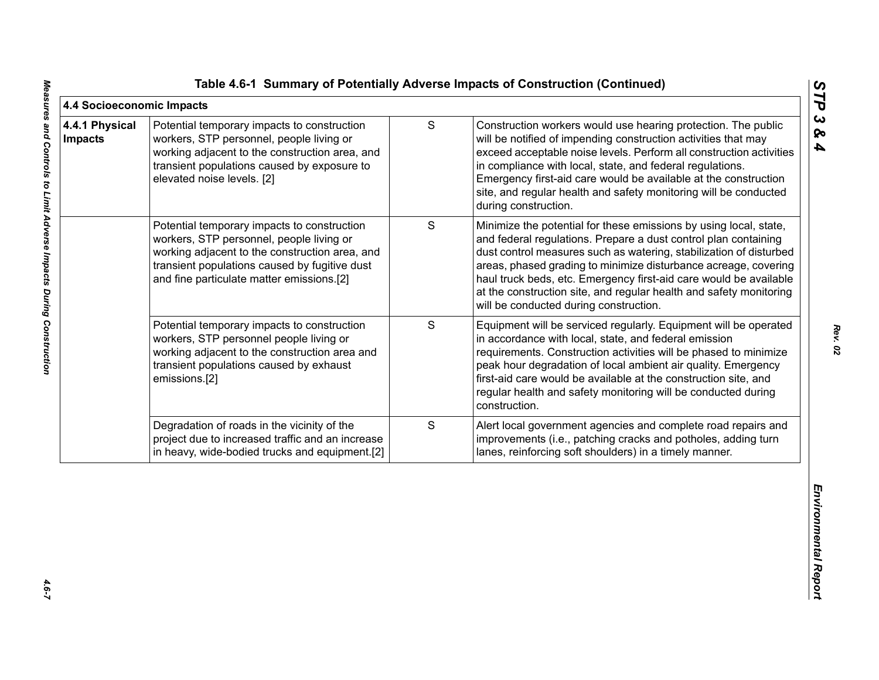**Table 4.6-1 Summary of Potentially Adverse Impacts of Construction (Continued)**

| 4.4 Socioeconomic Impacts | | | |
|---|---|---|---|
| **4.4.1 Physical Impacts** | Potential temporary impacts to construction workers, STP personnel, people living or working adjacent to the construction area, and transient populations caused by exposure to elevated noise levels. [2] | S | Construction workers would use hearing protection. The public will be notified of impending construction activities that may exceed acceptable noise levels. Perform all construction activities in compliance with local, state, and federal regulations. Emergency first-aid care would be available at the construction site, and regular health and safety monitoring will be conducted during construction. |
| | Potential temporary impacts to construction workers, STP personnel, people living or working adjacent to the construction area, and transient populations caused by fugitive dust and fine particulate matter emissions.[2] | S | Minimize the potential for these emissions by using local, state, and federal regulations. Prepare a dust control plan containing dust control measures such as watering, stabilization of disturbed areas, phased grading to minimize disturbance acreage, covering haul truck beds, etc. Emergency first-aid care would be available at the construction site, and regular health and safety monitoring will be conducted during construction. |
| | Potential temporary impacts to construction workers, STP personnel people living or working adjacent to the construction area and transient populations caused by exhaust emissions.[2] | S | Equipment will be serviced regularly. Equipment will be operated in accordance with local, state, and federal emission requirements. Construction activities will be phased to minimize peak hour degradation of local ambient air quality. Emergency first-aid care would be available at the construction site, and regular health and safety monitoring will be conducted during construction. |
| | Degradation of roads in the vicinity of the project due to increased traffic and an increase in heavy, wide-bodied trucks and equipment.[2] | S | Alert local government agencies and complete road repairs and improvements (i.e., patching cracks and potholes, adding turn lanes, reinforcing soft shoulders) in a timely manner. |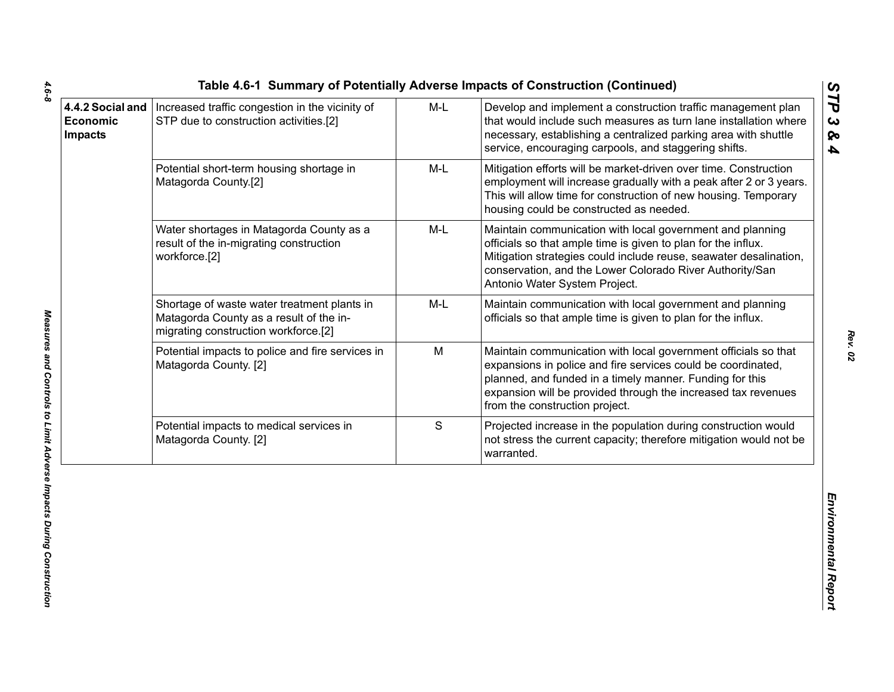# Table 4.6-1 Summary of Potentially Adverse Impacts of Construction (Continued)

| | | | |
|---|---|---|---|
| **4.4.2 Social and Economic Impacts** | Increased traffic congestion in the vicinity of STP due to construction activities.[2] | M-L | Develop and implement a construction traffic management plan that would include such measures as turn lane installation where necessary, establishing a centralized parking area with shuttle service, encouraging carpools, and staggering shifts. |
| | Potential short-term housing shortage in Matagorda County.[2] | M-L | Mitigation efforts will be market-driven over time. Construction employment will increase gradually with a peak after 2 or 3 years. This will allow time for construction of new housing. Temporary housing could be constructed as needed. |
| | Water shortages in Matagorda County as a result of the in-migrating construction workforce.[2] | M-L | Maintain communication with local government and planning officials so that ample time is given to plan for the influx. Mitigation strategies could include reuse, seawater desalination, conservation, and the Lower Colorado River Authority/San Antonio Water System Project. |
| | Shortage of waste water treatment plants in Matagorda County as a result of the in-migrating construction workforce.[2] | M-L | Maintain communication with local government and planning officials so that ample time is given to plan for the influx. |
| | Potential impacts to police and fire services in Matagorda County. [2] | M | Maintain communication with local government officials so that expansions in police and fire services could be coordinated, planned, and funded in a timely manner. Funding for this expansion will be provided through the increased tax revenues from the construction project. |
| | Potential impacts to medical services in Matagorda County. [2] | S | Projected increase in the population during construction would not stress the current capacity; therefore mitigation would not be warranted. |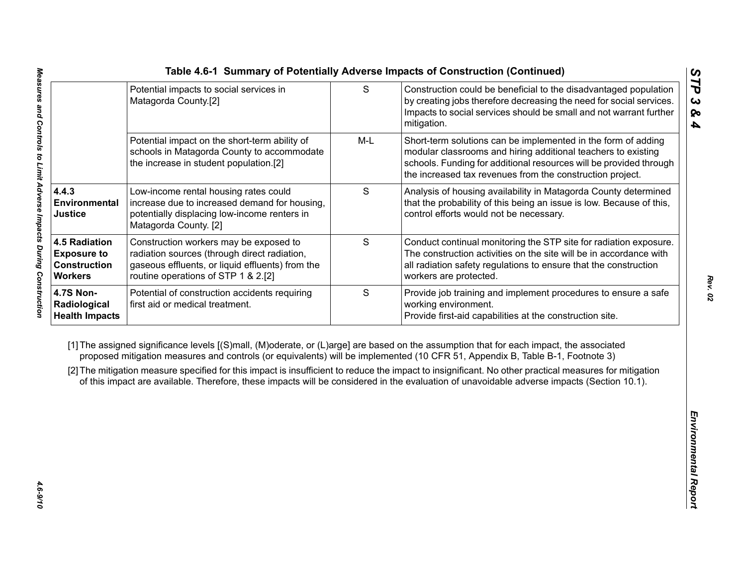Table 4.6-1 Summary of Potentially Adverse Impacts of Construction (Continued)

| | | | |
|---|---|---|---|
| | Potential impacts to social services in Matagorda County.[2] | S | Construction could be beneficial to the disadvantaged population by creating jobs therefore decreasing the need for social services. Impacts to social services should be small and not warrant further mitigation. |
| | Potential impact on the short-term ability of schools in Matagorda County to accommodate the increase in student population.[2] | M-L | Short-term solutions can be implemented in the form of adding modular classrooms and hiring additional teachers to existing schools. Funding for additional resources will be provided through the increased tax revenues from the construction project. |
| **4.4.3 Environmental Justice** | Low-income rental housing rates could increase due to increased demand for housing, potentially displacing low-income renters in Matagorda County. [2] | S | Analysis of housing availability in Matagorda County determined that the probability of this being an issue is low. Because of this, control efforts would not be necessary. |
| **4.5 Radiation Exposure to Construction Workers** | Construction workers may be exposed to radiation sources (through direct radiation, gaseous effluents, or liquid effluents) from the routine operations of STP 1 & 2.[2] | S | Conduct continual monitoring the STP site for radiation exposure. The construction activities on the site will be in accordance with all radiation safety regulations to ensure that the construction workers are protected. |
| **4.7S Non-Radiological Health Impacts** | Potential of construction accidents requiring first aid or medical treatment. | S | Provide job training and implement procedures to ensure a safe working environment.<br>Provide first-aid capabilities at the construction site. |

[1] The assigned significance levels [(S)mall, (M)oderate, or (L)arge] are based on the assumption that for each impact, the associated proposed mitigation measures and controls (or equivalents) will be implemented (10 CFR 51, Appendix B, Table B-1, Footnote 3)

[2] The mitigation measure specified for this impact is insufficient to reduce the impact to insignificant. No other practical measures for mitigation of this impact are available. Therefore, these impacts will be considered in the evaluation of unavoidable adverse impacts (Section 10.1).